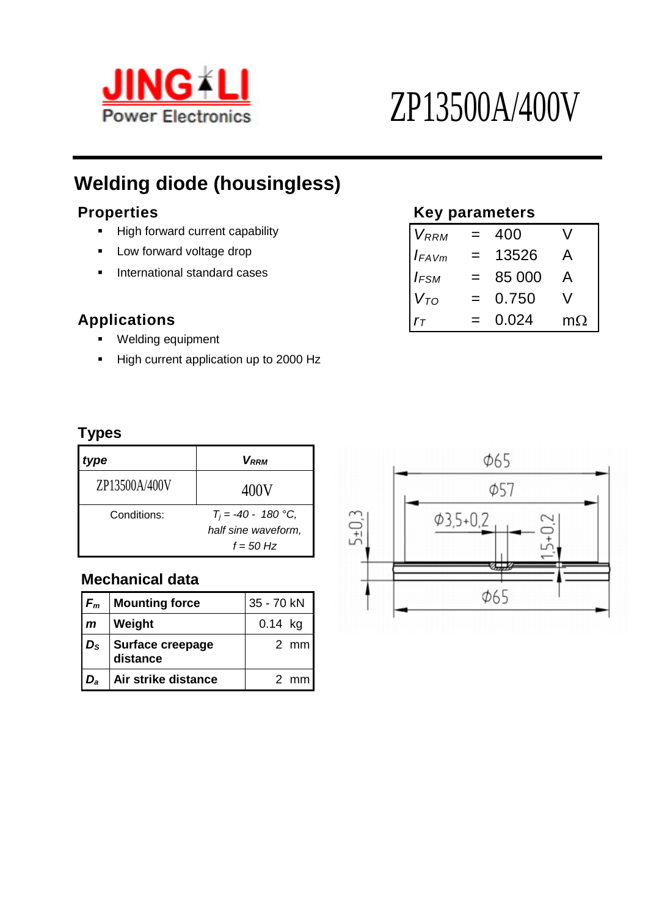JING LI Power Electronics

# ZP13500A/400V

## Welding diode (housingless)

### Properties

- High forward current capability
- Low forward voltage drop
- International standard cases

### Applications

- Welding equipment
- High current application up to 2000 Hz

### Key parameters

| | | | |
|---|---|---|---|
| $V_{RRM}$ | = | 400 | V |
| $I_{FAVm}$ | = | 13526 | A |
| $I_{FSM}$ | = | 85 000 | A |
| $V_{TO}$ | = | 0.750 | V |
| $r_T$ | = | 0.024 | mΩ |

### Types

| *type* | $V_{RRM}$ |
|---|---|
| ZP13500A/400V | 400V |
| Conditions: | $T_j$ = -40 - 180 °C, *half sine waveform, f = 50 Hz* |

### Mechanical data

| | | |
|---|---|---|
| $F_m$ | **Mounting force** | 35 - 70 kN |
| *m* | **Weight** | 0.14 kg |
| $D_S$ | **Surface creepage distance** | 2 mm |
| $D_a$ | **Air strike distance** | 2 mm |

Φ65

Φ57

Φ3,5+0,2

5±0,3

1,5+0,2

Φ65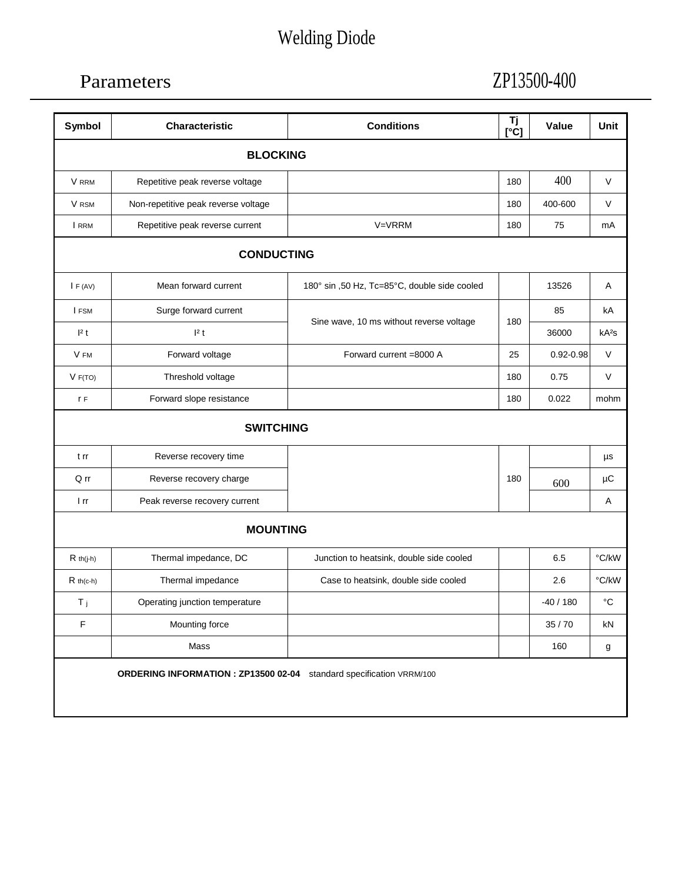# Welding Diode

## Parameters

## ZP13500-400

| Symbol | Characteristic | Conditions | Tj [°C] | Value | Unit |
|---|---|---|---|---|---|
| **BLOCKING** | | | | | |
| $V_{RRM}$ | Repetitive peak reverse voltage | | 180 | 400 | V |
| $V_{RSM}$ | Non-repetitive peak reverse voltage | | 180 | 400-600 | V |
| $I_{RRM}$ | Repetitive peak reverse current | V=VRRM | 180 | 75 | mA |
| **CONDUCTING** | | | | | |
| $I_{F(AV)}$ | Mean forward current | 180° sin ,50 Hz, Tc=85°C, double side cooled | | 13526 | A |
| $I_{FSM}$ | Surge forward current | Sine wave, 10 ms without reverse voltage | 180 | 85 | kA |
| $I^2t$ | $I^2t$ | | | 36000 | $kA^2s$ |
| $V_{FM}$ | Forward voltage | Forward current =8000 A | 25 | 0.92-0.98 | V |
| $V_{F(TO)}$ | Threshold voltage | | 180 | 0.75 | V |
| $r_F$ | Forward slope resistance | | 180 | 0.022 | mohm |
| **SWITCHING** | | | | | |
| t rr | Reverse recovery time | | 180 | | µs |
| Q rr | Reverse recovery charge | | | 600 | µC |
| I rr | Peak reverse recovery current | | | | A |
| **MOUNTING** | | | | | |
| $R_{th(j-h)}$ | Thermal impedance, DC | Junction to heatsink, double side cooled | | 6.5 | °C/kW |
| $R_{th(c-h)}$ | Thermal impedance | Case to heatsink, double side cooled | | 2.6 | °C/kW |
| $T_j$ | Operating junction temperature | | | -40 / 180 | °C |
| F | Mounting force | | | 35 / 70 | kN |
| | Mass | | | 160 | g |

**ORDERING INFORMATION : ZP13500 02-04** standard specification VRRM/100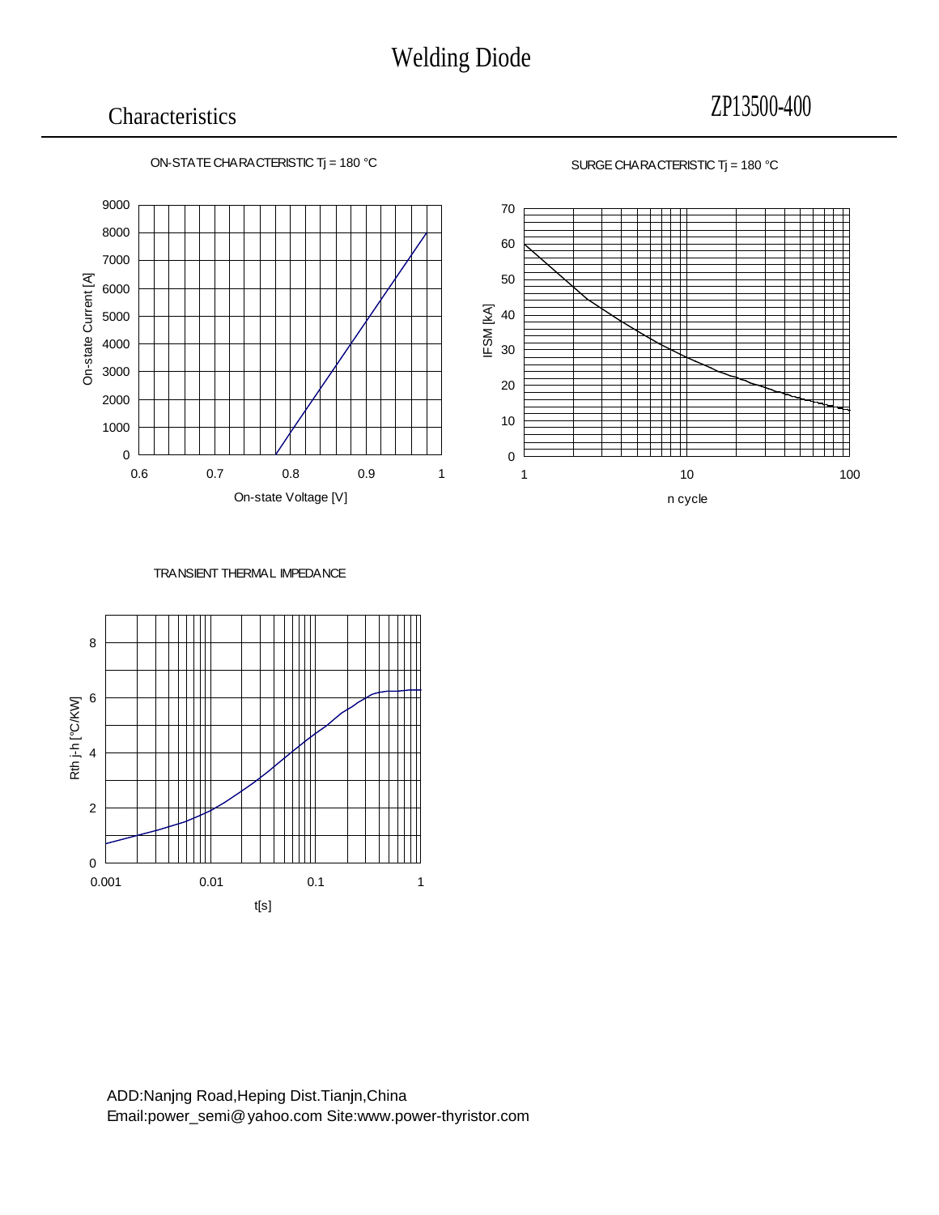# Welding Diode

## Characteristics

ZP13500-400

ON-STATE CHARACTERISTIC Tj = 180 °C

9000
8000
7000
6000
5000
4000
3000
2000
1000
0

On-state Current [A]

0.6 0.7 0.8 0.9 1

On-state Voltage [V]

SURGE CHARACTERISTIC Tj = 180 °C

70
60
50
40
30
20
10
0

IFSM [kA]

1 10 100

n cycle

TRANSIENT THERMAL IMPEDANCE

8
6
4
2
0

Rth j-h [°C/KW]

0.001 0.01 0.1 1

t[s]

ADD:Nanjng Road,Heping Dist.Tianjn,China
Email:power_semi@yahoo.com Site:www.power-thyristor.com